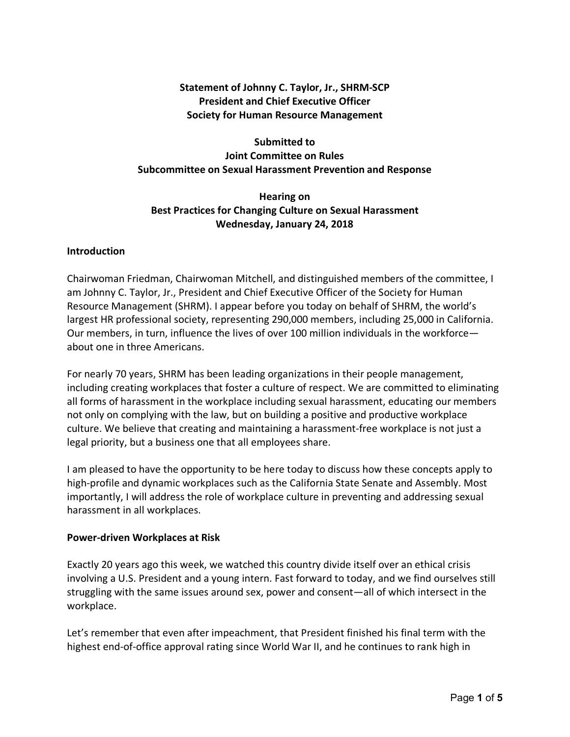**Statement of Johnny C. Taylor, Jr., SHRM-SCP**
**President and Chief Executive Officer**
**Society for Human Resource Management**

**Submitted to**
**Joint Committee on Rules**
**Subcommittee on Sexual Harassment Prevention and Response**

**Hearing on**
**Best Practices for Changing Culture on Sexual Harassment**
**Wednesday, January 24, 2018**

## Introduction

Chairwoman Friedman, Chairwoman Mitchell, and distinguished members of the committee, I am Johnny C. Taylor, Jr., President and Chief Executive Officer of the Society for Human Resource Management (SHRM). I appear before you today on behalf of SHRM, the world's largest HR professional society, representing 290,000 members, including 25,000 in California. Our members, in turn, influence the lives of over 100 million individuals in the workforce—about one in three Americans.

For nearly 70 years, SHRM has been leading organizations in their people management, including creating workplaces that foster a culture of respect. We are committed to eliminating all forms of harassment in the workplace including sexual harassment, educating our members not only on complying with the law, but on building a positive and productive workplace culture. We believe that creating and maintaining a harassment-free workplace is not just a legal priority, but a business one that all employees share.

I am pleased to have the opportunity to be here today to discuss how these concepts apply to high-profile and dynamic workplaces such as the California State Senate and Assembly. Most importantly, I will address the role of workplace culture in preventing and addressing sexual harassment in all workplaces.

## Power-driven Workplaces at Risk

Exactly 20 years ago this week, we watched this country divide itself over an ethical crisis involving a U.S. President and a young intern. Fast forward to today, and we find ourselves still struggling with the same issues around sex, power and consent—all of which intersect in the workplace.

Let's remember that even after impeachment, that President finished his final term with the highest end-of-office approval rating since World War II, and he continues to rank high in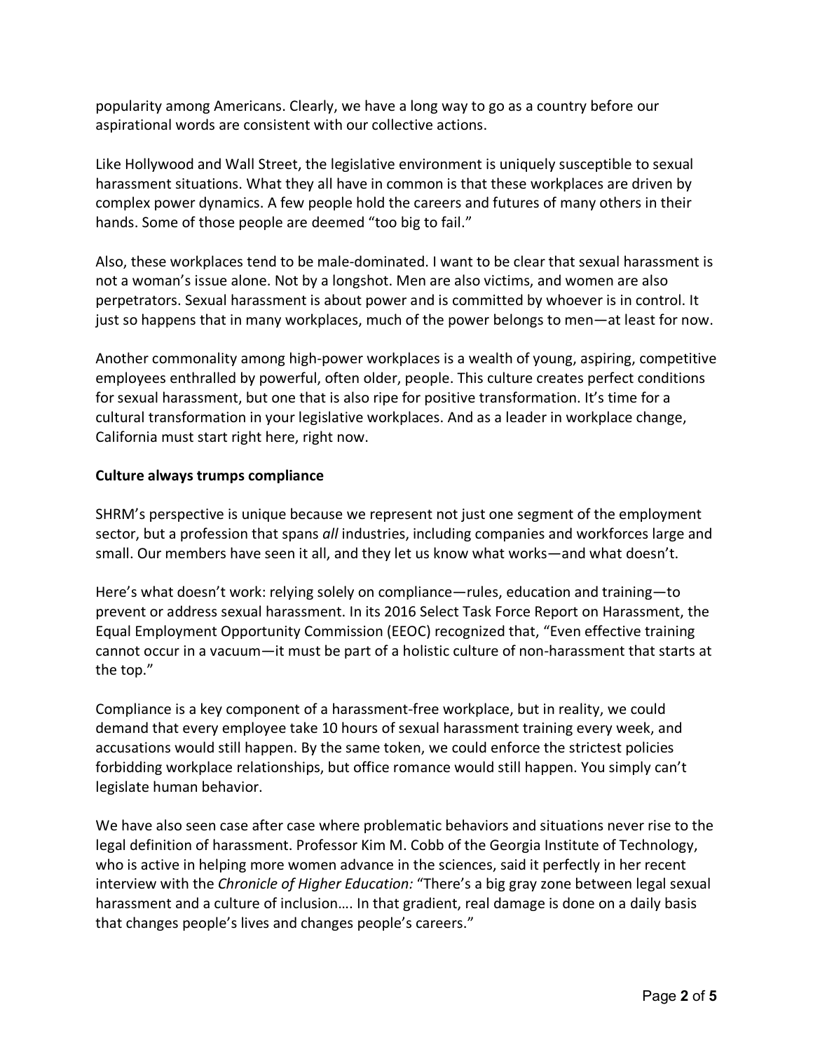popularity among Americans. Clearly, we have a long way to go as a country before our aspirational words are consistent with our collective actions.

Like Hollywood and Wall Street, the legislative environment is uniquely susceptible to sexual harassment situations. What they all have in common is that these workplaces are driven by complex power dynamics. A few people hold the careers and futures of many others in their hands. Some of those people are deemed "too big to fail."

Also, these workplaces tend to be male-dominated. I want to be clear that sexual harassment is not a woman's issue alone. Not by a longshot. Men are also victims, and women are also perpetrators. Sexual harassment is about power and is committed by whoever is in control. It just so happens that in many workplaces, much of the power belongs to men—at least for now.

Another commonality among high-power workplaces is a wealth of young, aspiring, competitive employees enthralled by powerful, often older, people. This culture creates perfect conditions for sexual harassment, but one that is also ripe for positive transformation. It's time for a cultural transformation in your legislative workplaces. And as a leader in workplace change, California must start right here, right now.

**Culture always trumps compliance**

SHRM's perspective is unique because we represent not just one segment of the employment sector, but a profession that spans *all* industries, including companies and workforces large and small. Our members have seen it all, and they let us know what works—and what doesn't.

Here's what doesn't work: relying solely on compliance—rules, education and training—to prevent or address sexual harassment. In its 2016 Select Task Force Report on Harassment, the Equal Employment Opportunity Commission (EEOC) recognized that, "Even effective training cannot occur in a vacuum—it must be part of a holistic culture of non-harassment that starts at the top."

Compliance is a key component of a harassment-free workplace, but in reality, we could demand that every employee take 10 hours of sexual harassment training every week, and accusations would still happen. By the same token, we could enforce the strictest policies forbidding workplace relationships, but office romance would still happen. You simply can't legislate human behavior.

We have also seen case after case where problematic behaviors and situations never rise to the legal definition of harassment. Professor Kim M. Cobb of the Georgia Institute of Technology, who is active in helping more women advance in the sciences, said it perfectly in her recent interview with the *Chronicle of Higher Education:* "There's a big gray zone between legal sexual harassment and a culture of inclusion…. In that gradient, real damage is done on a daily basis that changes people's lives and changes people's careers."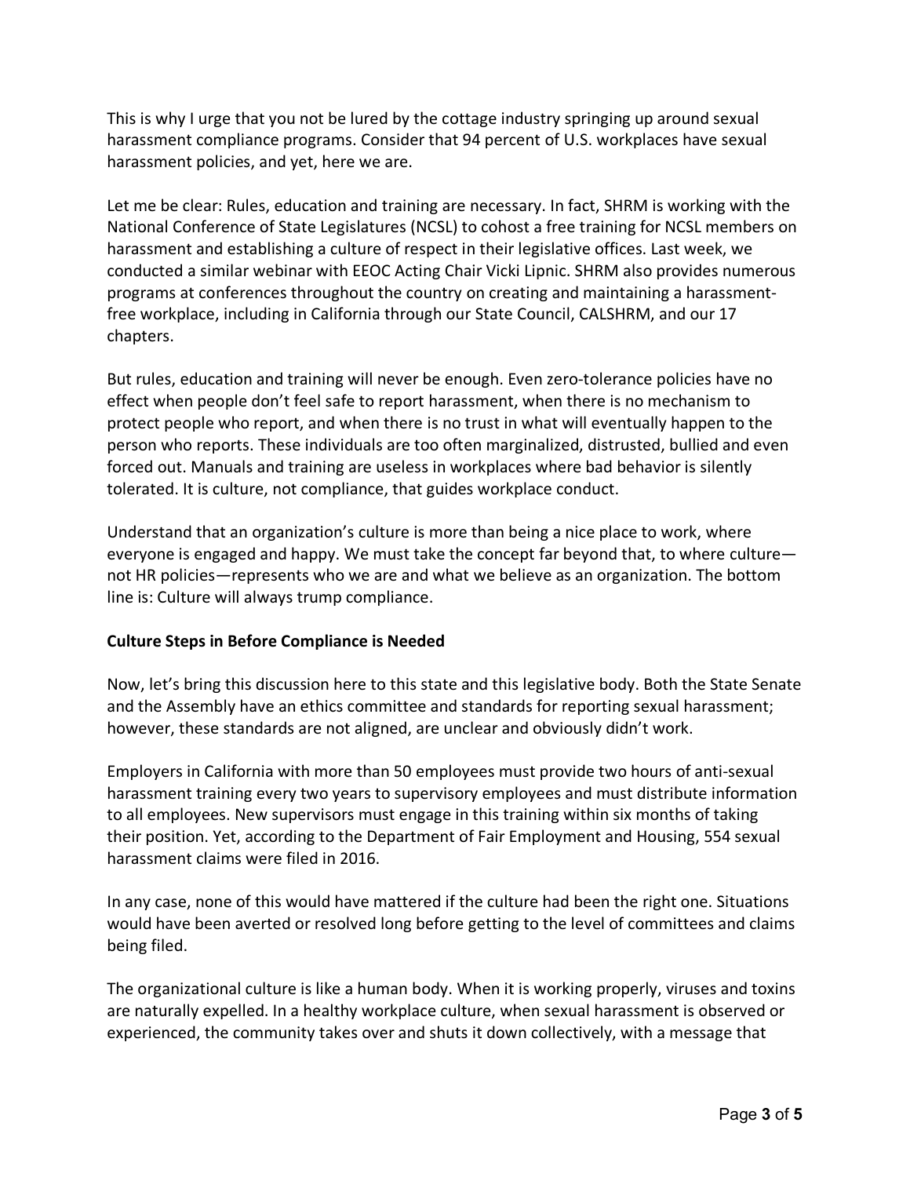This is why I urge that you not be lured by the cottage industry springing up around sexual harassment compliance programs. Consider that 94 percent of U.S. workplaces have sexual harassment policies, and yet, here we are.

Let me be clear: Rules, education and training are necessary. In fact, SHRM is working with the National Conference of State Legislatures (NCSL) to cohost a free training for NCSL members on harassment and establishing a culture of respect in their legislative offices. Last week, we conducted a similar webinar with EEOC Acting Chair Vicki Lipnic. SHRM also provides numerous programs at conferences throughout the country on creating and maintaining a harassment-free workplace, including in California through our State Council, CALSHRM, and our 17 chapters.

But rules, education and training will never be enough. Even zero-tolerance policies have no effect when people don't feel safe to report harassment, when there is no mechanism to protect people who report, and when there is no trust in what will eventually happen to the person who reports. These individuals are too often marginalized, distrusted, bullied and even forced out. Manuals and training are useless in workplaces where bad behavior is silently tolerated. It is culture, not compliance, that guides workplace conduct.

Understand that an organization's culture is more than being a nice place to work, where everyone is engaged and happy. We must take the concept far beyond that, to where culture—not HR policies—represents who we are and what we believe as an organization. The bottom line is: Culture will always trump compliance.

**Culture Steps in Before Compliance is Needed**

Now, let's bring this discussion here to this state and this legislative body. Both the State Senate and the Assembly have an ethics committee and standards for reporting sexual harassment; however, these standards are not aligned, are unclear and obviously didn't work.

Employers in California with more than 50 employees must provide two hours of anti-sexual harassment training every two years to supervisory employees and must distribute information to all employees. New supervisors must engage in this training within six months of taking their position. Yet, according to the Department of Fair Employment and Housing, 554 sexual harassment claims were filed in 2016.

In any case, none of this would have mattered if the culture had been the right one. Situations would have been averted or resolved long before getting to the level of committees and claims being filed.

The organizational culture is like a human body. When it is working properly, viruses and toxins are naturally expelled. In a healthy workplace culture, when sexual harassment is observed or experienced, the community takes over and shuts it down collectively, with a message that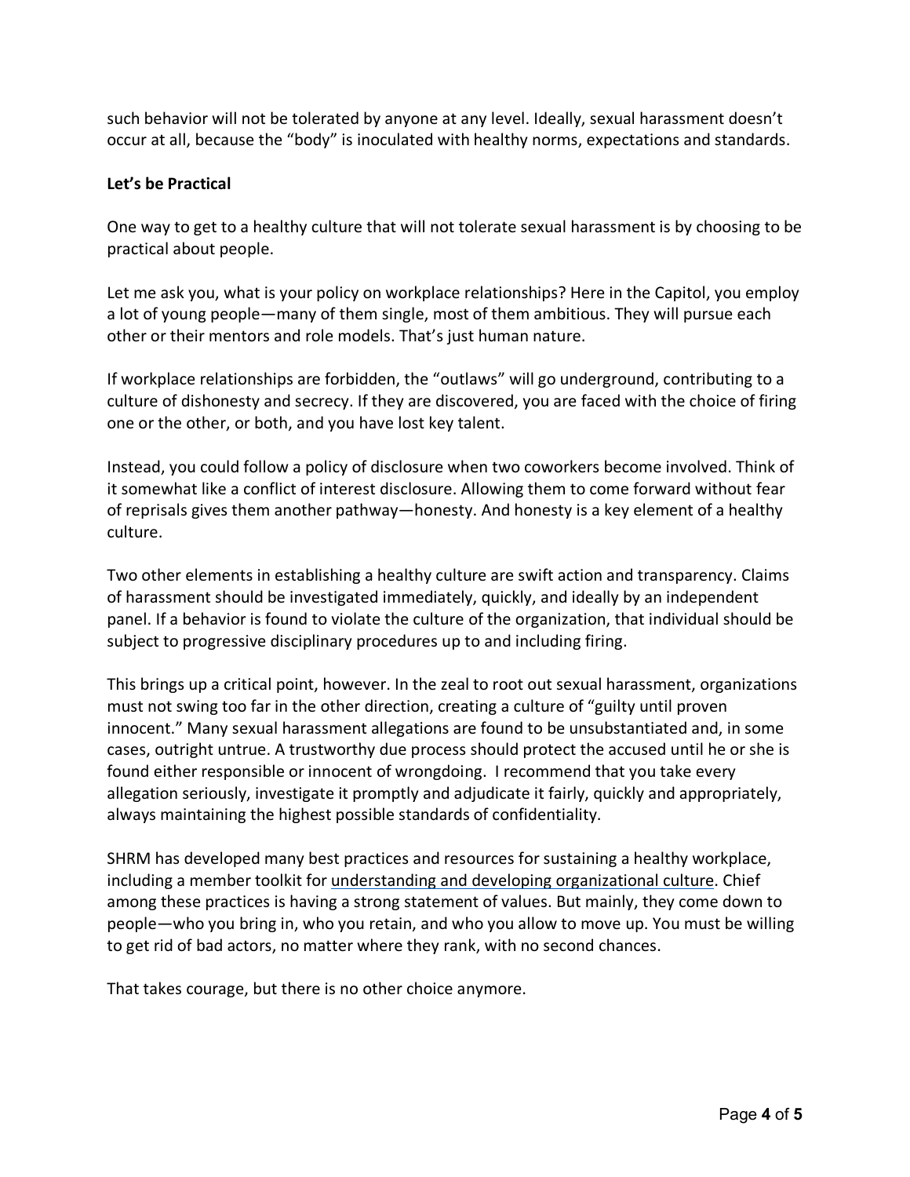such behavior will not be tolerated by anyone at any level. Ideally, sexual harassment doesn't occur at all, because the "body" is inoculated with healthy norms, expectations and standards.

**Let's be Practical**

One way to get to a healthy culture that will not tolerate sexual harassment is by choosing to be practical about people.

Let me ask you, what is your policy on workplace relationships? Here in the Capitol, you employ a lot of young people—many of them single, most of them ambitious. They will pursue each other or their mentors and role models. That's just human nature.

If workplace relationships are forbidden, the "outlaws" will go underground, contributing to a culture of dishonesty and secrecy. If they are discovered, you are faced with the choice of firing one or the other, or both, and you have lost key talent.

Instead, you could follow a policy of disclosure when two coworkers become involved. Think of it somewhat like a conflict of interest disclosure. Allowing them to come forward without fear of reprisals gives them another pathway—honesty. And honesty is a key element of a healthy culture.

Two other elements in establishing a healthy culture are swift action and transparency. Claims of harassment should be investigated immediately, quickly, and ideally by an independent panel. If a behavior is found to violate the culture of the organization, that individual should be subject to progressive disciplinary procedures up to and including firing.

This brings up a critical point, however. In the zeal to root out sexual harassment, organizations must not swing too far in the other direction, creating a culture of "guilty until proven innocent." Many sexual harassment allegations are found to be unsubstantiated and, in some cases, outright untrue. A trustworthy due process should protect the accused until he or she is found either responsible or innocent of wrongdoing. I recommend that you take every allegation seriously, investigate it promptly and adjudicate it fairly, quickly and appropriately, always maintaining the highest possible standards of confidentiality.

SHRM has developed many best practices and resources for sustaining a healthy workplace, including a member toolkit for understanding and developing organizational culture. Chief among these practices is having a strong statement of values. But mainly, they come down to people—who you bring in, who you retain, and who you allow to move up. You must be willing to get rid of bad actors, no matter where they rank, with no second chances.

That takes courage, but there is no other choice anymore.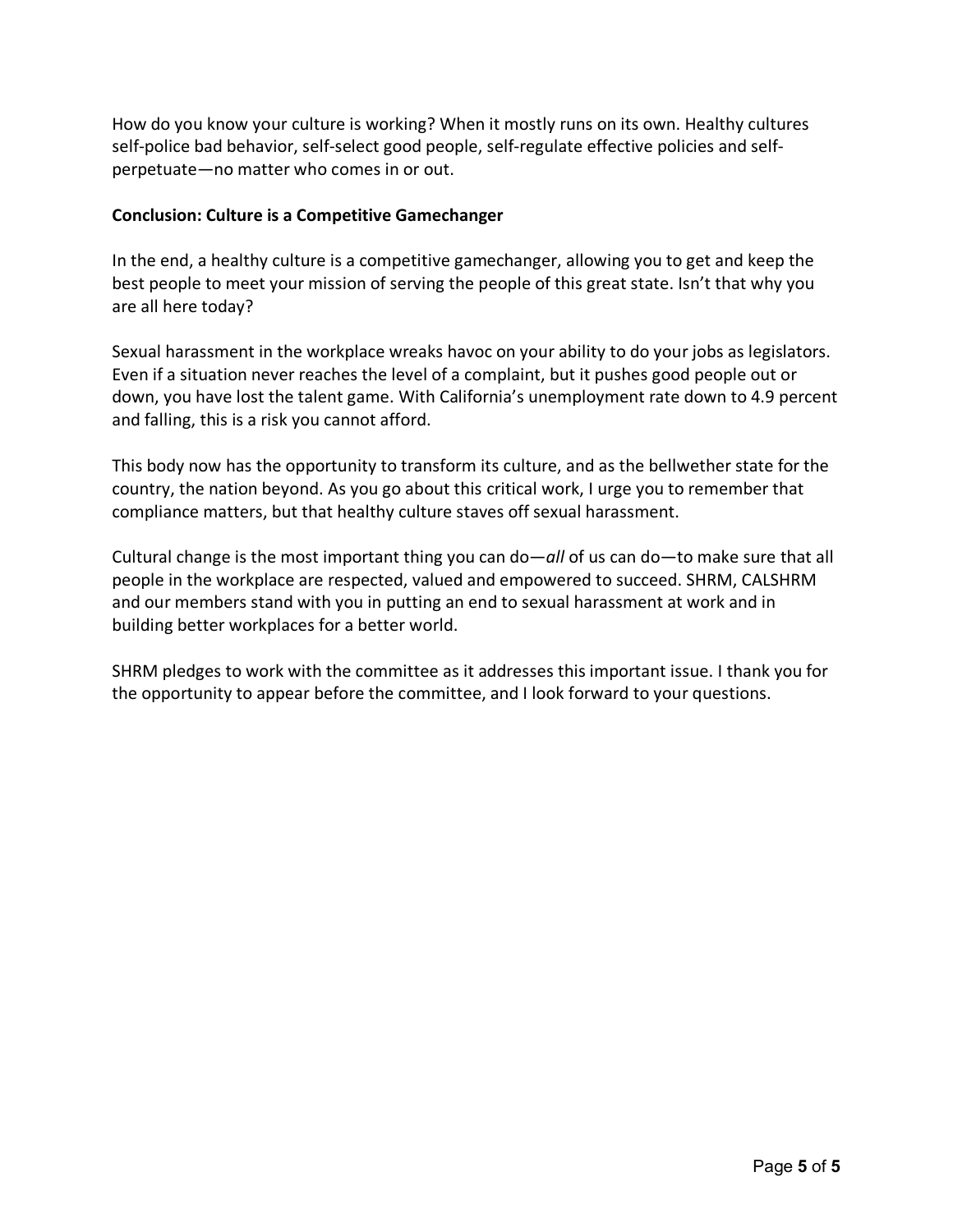How do you know your culture is working? When it mostly runs on its own. Healthy cultures self-police bad behavior, self-select good people, self-regulate effective policies and self-perpetuate—no matter who comes in or out.

**Conclusion: Culture is a Competitive Gamechanger**

In the end, a healthy culture is a competitive gamechanger, allowing you to get and keep the best people to meet your mission of serving the people of this great state. Isn't that why you are all here today?

Sexual harassment in the workplace wreaks havoc on your ability to do your jobs as legislators. Even if a situation never reaches the level of a complaint, but it pushes good people out or down, you have lost the talent game. With California's unemployment rate down to 4.9 percent and falling, this is a risk you cannot afford.

This body now has the opportunity to transform its culture, and as the bellwether state for the country, the nation beyond. As you go about this critical work, I urge you to remember that compliance matters, but that healthy culture staves off sexual harassment.

Cultural change is the most important thing you can do—*all* of us can do—to make sure that all people in the workplace are respected, valued and empowered to succeed. SHRM, CALSHRM and our members stand with you in putting an end to sexual harassment at work and in building better workplaces for a better world.

SHRM pledges to work with the committee as it addresses this important issue. I thank you for the opportunity to appear before the committee, and I look forward to your questions.